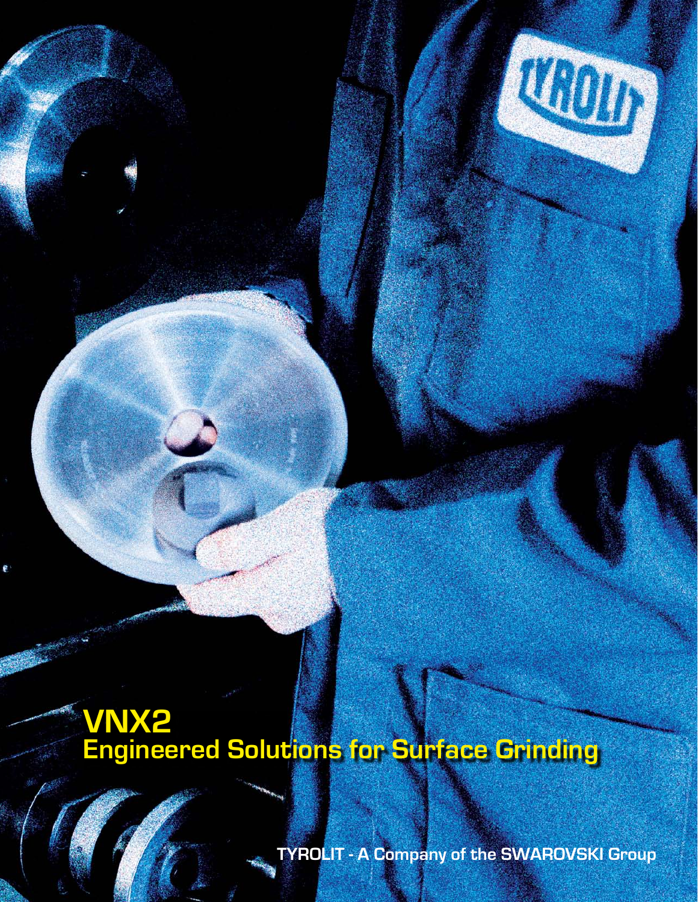# VNX2
## Engineered Solutions for Surface Grinding

TYROLIT - A Company of the SWAROVSKI Group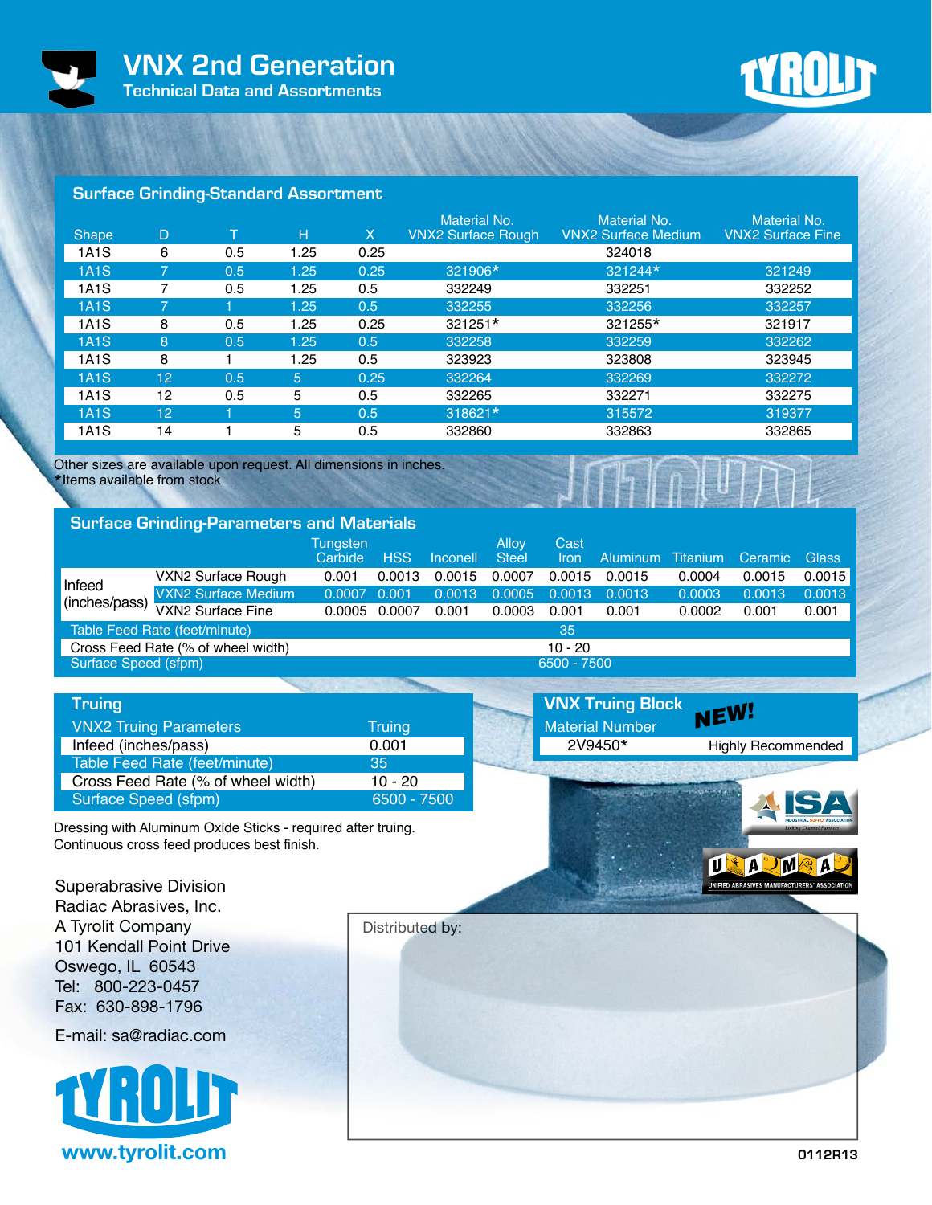# VNX 2nd Generation

## Technical Data and Assortments

### Surface Grinding-Standard Assortment

| Shape | D | T | H | X | Material No. VNX2 Surface Rough | Material No. VNX2 Surface Medium | Material No. VNX2 Surface Fine |
|---|---|---|---|---|---|---|---|
| 1A1S | 6 | 0.5 | 1.25 | 0.25 | | 324018 | |
| 1A1S | 7 | 0.5 | 1.25 | 0.25 | 321906* | 321244* | 321249 |
| 1A1S | 7 | 0.5 | 1.25 | 0.5 | 332249 | 332251 | 332252 |
| 1A1S | 7 | 1 | 1.25 | 0.5 | 332255 | 332256 | 332257 |
| 1A1S | 8 | 0.5 | 1.25 | 0.25 | 321251* | 321255* | 321917 |
| 1A1S | 8 | 0.5 | 1.25 | 0.5 | 332258 | 332259 | 332262 |
| 1A1S | 8 | 1 | 1.25 | 0.5 | 323923 | 323808 | 323945 |
| 1A1S | 12 | 0.5 | 5 | 0.25 | 332264 | 332269 | 332272 |
| 1A1S | 12 | 0.5 | 5 | 0.5 | 332265 | 332271 | 332275 |
| 1A1S | 12 | 1 | 5 | 0.5 | 318621* | 315572 | 319377 |
| 1A1S | 14 | 1 | 5 | 0.5 | 332860 | 332863 | 332865 |

Other sizes are available upon request. All dimensions in inches.
*Items available from stock

### Surface Grinding-Parameters and Materials

| | | Tungsten Carbide | HSS | Inconell | Alloy Steel | Cast Iron | Aluminum | Titanium | Ceramic | Glass |
|---|---|---|---|---|---|---|---|---|---|---|
| Infeed (inches/pass) | VXN2 Surface Rough | 0.001 | 0.0013 | 0.0015 | 0.0007 | 0.0015 | 0.0015 | 0.0004 | 0.0015 | 0.0015 |
| | VXN2 Surface Medium | 0.0007 | 0.001 | 0.0013 | 0.0005 | 0.0013 | 0.0013 | 0.0003 | 0.0013 | 0.0013 |
| | VXN2 Surface Fine | 0.0005 | 0.0007 | 0.001 | 0.0003 | 0.001 | 0.001 | 0.0002 | 0.001 | 0.001 |
| Table Feed Rate (feet/minute) | | 35 | | | | | | | | |
| Cross Feed Rate (% of wheel width) | | 10 - 20 | | | | | | | | |
| Surface Speed (sfpm) | | 6500 - 7500 | | | | | | | | |

### Truing

| VNX2 Truing Parameters | Truing |
|---|---|
| Infeed (inches/pass) | 0.001 |
| Table Feed Rate (feet/minute) | 35 |
| Cross Feed Rate (% of wheel width) | 10 - 20 |
| Surface Speed (sfpm) | 6500 - 7500 |

Dressing with Aluminum Oxide Sticks - required after truing.
Continuous cross feed produces best finish.

### VNX Truing Block NEW!

| Material Number | |
|---|---|
| 2V9450* | Highly Recommended |

Superabrasive Division
Radiac Abrasives, Inc.
A Tyrolit Company
101 Kendall Point Drive
Oswego, IL 60543
Tel: 800-223-0457
Fax: 630-898-1796

E-mail: sa@radiac.com

www.tyrolit.com

Distributed by:

0112R13